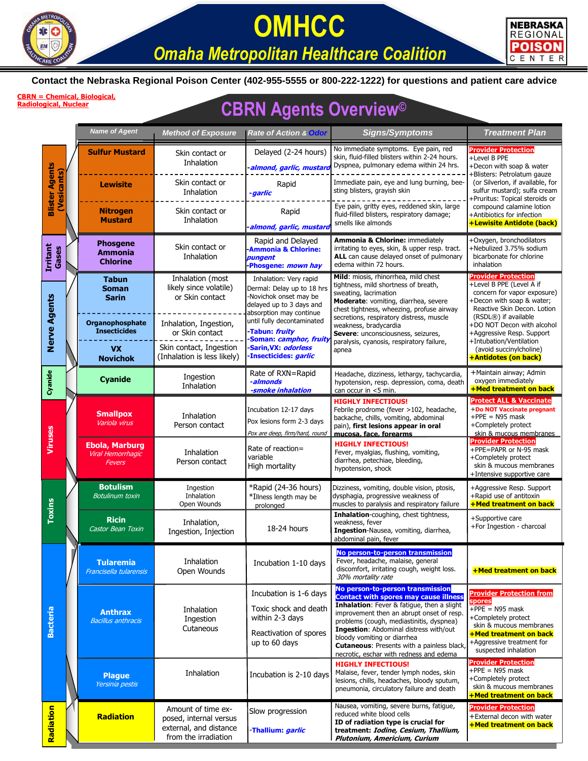# OMHCC

## Omaha Metropolitan Healthcare Coalition

NEBRASKA REGIONAL POISON CENTER

**Contact the Nebraska Regional Poison Center (402-955-5555 or 800-222-1222) for questions and patient care advice**

CBRN = Chemical, Biological, Radiological, Nuclear

## CBRN Agents Overview©

| Category | Name of Agent | Method of Exposure | Rate of Action & Odor | Signs/Symptoms | Treatment Plan |
|---|---|---|---|---|---|
| Blister Agents (Vesicants) | **Sulfur Mustard** | Skin contact or Inhalation | Delayed (2-24 hours) -*almond, garlic, mustard* | No immediate symptoms. Eye pain, red skin, fluid-filled blisters within 2-24 hours. Dyspnea, pulmonary edema within 24 hrs. | **Provider Protection** +Level B PPE +Decon with soap & water +Blisters: Petrolatum gauze (or Silverlon, if available, for sulfur mustard); sulfa cream +Pruritus: Topical steroids or compound calamine lotion +Antibiotics for infection **+Lewisite Antidote (back)** |
| Blister Agents (Vesicants) | **Lewisite** | Skin contact or Inhalation | Rapid -*garlic* | Immediate pain, eye and lung burning, bee-sting blisters, grayish skin | |
| Blister Agents (Vesicants) | **Nitrogen Mustard** | Skin contact or Inhalation | Rapid -*almond, garlic, mustard* | Eye pain, gritty eyes, reddened skin, large fluid-filled blisters, respiratory damage; smells like almonds | |
| Irritant Gases | **Phosgene Ammonia Chlorine** | Skin contact or Inhalation | Rapid and Delayed -Ammonia & Chlorine: *pungent* -Phosgene: *mown hay* | **Ammonia & Chlorine:** immediately irritating to eyes, skin, & upper resp. tract. **ALL** can cause delayed onset of pulmonary edema within 72 hours. | +Oxygen, bronchodilators +Nebulized 3.75% sodium bicarbonate for chlorine inhalation |
| Nerve Agents | **Tabun Soman Sarin** | Inhalation (most likely since volatile) or Skin contact | Inhalation: Very rapid Dermal: Delay up to 18 hrs -Novichok onset may be delayed up to 3 days and absorption may continue until fully decontaminated -Tabun: *fruity* -Soman: *camphor, fruity* -Sarin,VX: *odorless* -Insecticides: *garlic* | **Mild**: miosis, rhinorrhea, mild chest tightness, mild shortness of breath, sweating, lacrimation **Moderate**: vomiting, diarrhea, severe chest tightness, wheezing, profuse airway secretions, respiratory distress, muscle weakness, bradycardia **Severe**: unconsciousness, seizures, paralysis, cyanosis, respiratory failure, apnea | **Provider Protection** +Level B PPE (Level A if concern for vapor exposure) +Decon with soap & water; Reactive Skin Decon. Lotion (RSDL®) if available +DO NOT Decon with alcohol +Aggressive Resp. Support +Intubation/Ventilation (avoid succinylcholine) **+Antidotes (on back)** |
| Nerve Agents | **Organophosphate Insecticides** | Inhalation, Ingestion, or Skin contact | | | |
| Nerve Agents | **VX Novichok** | Skin contact, Ingestion (Inhalation is less likely) | | | |
| Cyanide | **Cyanide** | Ingestion Inhalation | Rate of RXN=Rapid -*almonds* -*smoke inhalation* | Headache, dizziness, lethargy, tachycardia, hypotension, resp. depression, coma, death can occur in <5 min. | +Maintain airway; Admin oxygen immediately **+Med treatment on back** |
| Viruses | **Smallpox** *Variola virus* | Inhalation Person contact | Incubation 12-17 days Pox lesions form 2-3 days *Pox are deep, firm/hard, round* | **HIGHLY INFECTIOUS!** Febrile prodrome (fever >102, headache, backache, chills, vomiting, abdominal pain), **first lesions appear in oral mucosa, face, forearms** | **Protect ALL & Vaccinate** **+Do NOT Vaccinate pregnant** +PPE = N95 mask +Completely protect skin & mucous membranes |
| Viruses | **Ebola, Marburg** *Viral Hemorrhagic Fevers* | Inhalation Person contact | Rate of reaction= variable High mortality | **HIGHLY INFECTIOUS!** Fever, myalgias, flushing, vomiting, diarrhea, petechiae, bleeding, hypotension, shock | **Provider Protection** +PPE=PAPR or N-95 mask +Completely protect skin & mucous membranes +Intensive supportive care |
| Toxins | **Botulism** *Botulinum toxin* | Ingestion Inhalation Open Wounds | *Rapid (24-36 hours) *Illness length may be prolonged | Dizziness, vomiting, double vision, ptosis, dysphagia, progressive weakness of muscles to paralysis and respiratory failure | +Aggressive Resp. Support +Rapid use of antitoxin **+Med treatment on back** |
| Toxins | **Ricin** *Castor Bean Toxin* | Inhalation, Ingestion, Injection | 18-24 hours | **Inhalation**-coughing, chest tightness, weakness, fever **Ingestion**-Nausea, vomiting, diarrhea, abdominal pain, fever | +Supportive care +For Ingestion - charcoal |
| Bacteria | **Tularemia** *Francisella tularensis* | Inhalation Open Wounds | Incubation 1-10 days | **No person-to-person transmission** Fever, headache, malaise, general discomfort, irritating cough, weight loss. *30% mortality rate* | **+Med treatment on back** |
| Bacteria | **Anthrax** *Bacillus anthracis* | Inhalation Ingestion Cutaneous | Incubation is 1-6 days Toxic shock and death within 2-3 days Reactivation of spores up to 60 days | **No person-to-person transmission** **Contact with spores may cause illness** **Inhalation**: Fever & fatigue, then a slight improvement then an abrupt onset of resp. problems (cough, mediastinitis, dyspnea) **Ingestion**: Abdominal distress with/out bloody vomiting or diarrhea **Cutaneous**: Presents with a painless black, necrotic, eschar with redness and edema | **Provider Protection from spores** +PPE = N95 mask +Completely protect skin & mucous membranes **+Med treatment on back** +Aggressive treatment for suspected inhalation |
| Bacteria | **Plague** *Yersinia pestis* | Inhalation | Incubation is 2-10 days | **HIGHLY INFECTIOUS!** Malaise, fever, tender lymph nodes, skin lesions, chills, headaches, bloody sputum, pneumonia, circulatory failure and death | **Provider Protection** +PPE = N95 mask +Completely protect skin & mucous membranes **+Med treatment on back** |
| Radiation | **Radiation** | Amount of time exposed, internal versus external, and distance from the irradiation | Slow progression -Thallium: *garlic* | Nausea, vomiting, severe burns, fatigue, reduced white blood cells **ID of radiation type is crucial for treatment: *Iodine, Cesium, Thallium, Plutonium, Americium, Curium*** | **Provider Protection** +External decon with water **+Med treatment on back** |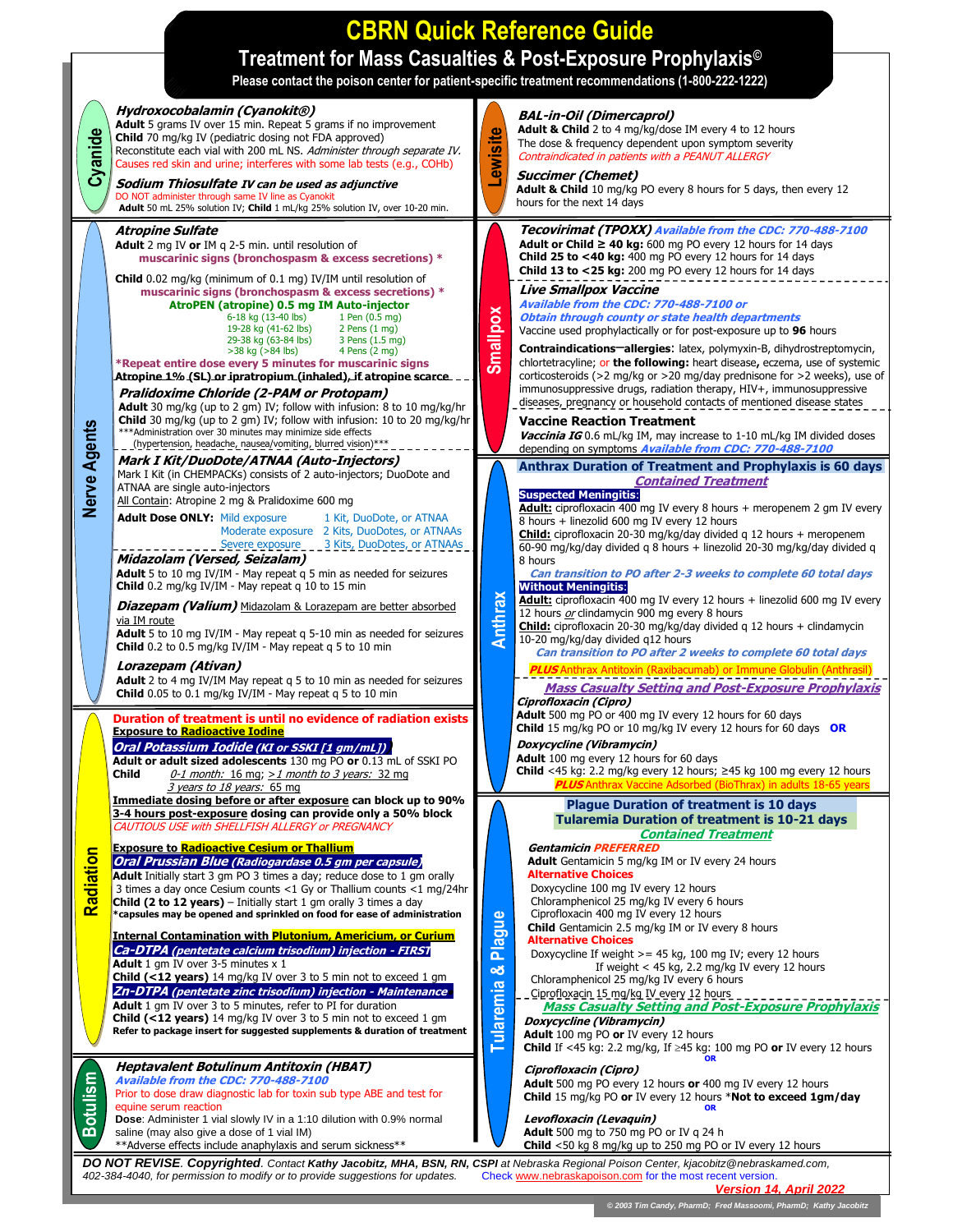# CBRN Quick Reference Guide

## Treatment for Mass Casualties & Post-Exposure Prophylaxis©

**Please contact the poison center for patient-specific treatment recommendations (1-800-222-1222)**

## Cyanide

### *Hydroxocobalamin (Cyanokit®)*

**Adult** 5 grams IV over 15 min. Repeat 5 grams if no improvement
**Child** 70 mg/kg IV (pediatric dosing not FDA approved)
Reconstitute each vial with 200 mL NS. *Administer through separate IV.*
Causes red skin and urine; interferes with some lab tests (e.g., COHb)

### *Sodium Thiosulfate IV can be used as adjunctive*

DO NOT administer through same IV line as Cyanokit
**Adult** 50 mL 25% solution IV; **Child** 1 mL/kg 25% solution IV, over 10-20 min.

## Nerve Agents

### *Atropine Sulfate*

**Adult** 2 mg IV **or** IM q 2-5 min. until resolution of
**muscarinic signs (bronchospasm & excess secretions) ***

**Child** 0.02 mg/kg (minimum of 0.1 mg) IV/IM until resolution of
**muscarinic signs (bronchospasm & excess secretions) ***

**AtroPEN (atropine) 0.5 mg IM Auto-injector**

| | |
|---|---|
| 6-18 kg (13-40 lbs) | 1 Pen (0.5 mg) |
| 19-28 kg (41-62 lbs) | 2 Pens (1 mg) |
| 29-38 kg (63-84 lbs) | 3 Pens (1.5 mg) |
| >38 kg (>84 lbs) | 4 Pens (2 mg) |

***Repeat entire dose every 5 minutes for muscarinic signs**
Atropine 1% (SL) or ipratropium (inhaled), if atropine scarce

### *Pralidoxime Chloride (2-PAM or Protopam)*

**Adult** 30 mg/kg (up to 2 gm) IV; follow with infusion: 8 to 10 mg/kg/hr
**Child** 30 mg/kg (up to 2 gm) IV; follow with infusion: 10 to 20 mg/kg/hr
***Administration over 30 minutes may minimize side effects (hypertension, headache, nausea/vomiting, blurred vision)***

### *Mark I Kit/DuoDote/ATNAA (Auto-Injectors)*

Mark I Kit (in CHEMPACKs) consists of 2 auto-injectors; DuoDote and ATNAA are single auto-injectors
All Contain: Atropine 2 mg & Pralidoxime 600 mg

| **Adult Dose ONLY:** | |
|---|---|
| Mild exposure | 1 Kit, DuoDote, or ATNAA |
| Moderate exposure | 2 Kits, DuoDotes, or ATNAAs |
| Severe exposure | 3 Kits, DuoDotes, or ATNAAs |

### *Midazolam (Versed, Seizalam)*

**Adult** 5 to 10 mg IV/IM - May repeat q 5 min as needed for seizures
**Child** 0.2 mg/kg IV/IM - May repeat q 10 to 15 min

### *Diazepam (Valium)* Midazolam & Lorazepam are better absorbed via IM route

**Adult** 5 to 10 mg IV/IM - May repeat q 5-10 min as needed for seizures
**Child** 0.2 to 0.5 mg/kg IV/IM - May repeat q 5 to 10 min

### *Lorazepam (Ativan)*

**Adult** 2 to 4 mg IV/IM May repeat q 5 to 10 min as needed for seizures
**Child** 0.05 to 0.1 mg/kg IV/IM - May repeat q 5 to 10 min

## Radiation

**Duration of treatment is until no evidence of radiation exists**

**Exposure to Radioactive Iodine**

### *Oral Potassium Iodide (KI or SSKI [1 gm/mL])*

**Adult or adult sized adolescents** 130 mg PO **or** 0.13 mL of SSKI PO
**Child** *0-1 month:* 16 mg; *>1 month to 3 years:* 32 mg
*3 years to 18 years:* 65 mg

**Immediate dosing before or after exposure can block up to 90%**
**3-4 hours post-exposure dosing can provide only a 50% block**
*CAUTIOUS USE with SHELLFISH ALLERGY or PREGNANCY*

**Exposure to Radioactive Cesium or Thallium**

### *Oral Prussian Blue (Radiogardase 0.5 gm per capsule)*

**Adult** Initially start 3 gm PO 3 times a day; reduce dose to 1 gm orally 3 times a day once Cesium counts <1 Gy or Thallium counts <1 mg/24hr
**Child (2 to 12 years)** – Initially start 1 gm orally 3 times a day
***capsules may be opened and sprinkled on food for ease of administration**

**Internal Contamination with Plutonium, Americium, or Curium**

### *Ca-DTPA (pentetate calcium trisodium) injection - FIRST*

**Adult** 1 gm IV over 3-5 minutes x 1
**Child (<12 years)** 14 mg/kg IV over 3 to 5 min not to exceed 1 gm

### *Zn-DTPA (pentetate zinc trisodium) injection - Maintenance*

**Adult** 1 gm IV over 3 to 5 minutes, refer to PI for duration
**Child (<12 years)** 14 mg/kg IV over 3 to 5 min not to exceed 1 gm
**Refer to package insert for suggested supplements & duration of treatment**

## Botulism

### *Heptavalent Botulinum Antitoxin (HBAT)*

*Available from the CDC: 770-488-7100*
Prior to dose draw diagnostic lab for toxin sub type ABE and test for equine serum reaction
**Dose**: Administer 1 vial slowly IV in a 1:10 dilution with 0.9% normal saline (may also give a dose of 1 vial IM)
**Adverse effects include anaphylaxis and serum sickness**

## Lewisite

### *BAL-in-Oil (Dimercaprol)*

**Adult & Child** 2 to 4 mg/kg/dose IM every 4 to 12 hours
The dose & frequency dependent upon symptom severity
*Contraindicated in patients with a PEANUT ALLERGY*

### *Succimer (Chemet)*

**Adult & Child** 10 mg/kg PO every 8 hours for 5 days, then every 12 hours for the next 14 days

## Smallpox

### *Tecovirimat (TPOXX)* *Available from the CDC: 770-488-7100*

**Adult or Child ≥ 40 kg:** 600 mg PO every 12 hours for 14 days
**Child 25 to <40 kg:** 400 mg PO every 12 hours for 14 days
**Child 13 to <25 kg:** 200 mg PO every 12 hours for 14 days

### *Live Smallpox Vaccine*

*Available from the CDC: 770-488-7100 or*
*Obtain through county or state health departments*
Vaccine used prophylactically or for post-exposure up to **96** hours

**Contraindications—allergies**: latex, polymyxin-B, dihydrostreptomycin, chlortetracycline; or **the following:** heart disease, eczema, use of systemic corticosteroids (>2 mg/kg or >20 mg/day prednisone for >2 weeks), use of immunosuppressive drugs, radiation therapy, HIV+, immunosuppressive diseases, pregnancy or household contacts of mentioned disease states

### Vaccine Reaction Treatment

***Vaccinia IG*** 0.6 mL/kg IM, may increase to 1-10 mL/kg IM divided doses depending on symptoms *Available from CDC: 770-488-7100*

## Anthrax

**Anthrax Duration of Treatment and Prophylaxis is 60 days**

### *Contained Treatment*

**Suspected Meningitis:**
**Adult:** ciprofloxacin 400 mg IV every 8 hours + meropenem 2 gm IV every 8 hours + linezolid 600 mg IV every 12 hours
**Child:** ciprofloxacin 20-30 mg/kg/day divided q 12 hours + meropenem 60-90 mg/kg/day divided q 8 hours + linezolid 20-30 mg/kg/day divided q 8 hours
*Can transition to PO after 2-3 weeks to complete 60 total days*

**Without Meningitis:**
**Adult:** ciprofloxacin 400 mg IV every 12 hours + linezolid 600 mg IV every 12 hours *or* clindamycin 900 mg every 8 hours
**Child:** ciprofloxacin 20-30 mg/kg/day divided q 12 hours + clindamycin 10-20 mg/kg/day divided q12 hours
*Can transition to PO after 2 weeks to complete 60 total days*

***PLUS*** Anthrax Antitoxin (Raxibacumab) or Immune Globulin (Anthrasil)

### *Mass Casualty Setting and Post-Exposure Prophylaxis*

***Ciprofloxacin (Cipro)***
**Adult** 500 mg PO or 400 mg IV every 12 hours for 60 days
**Child** 15 mg/kg PO or 10 mg/kg IV every 12 hours for 60 days **OR**

***Doxycycline (Vibramycin)***
**Adult** 100 mg every 12 hours for 60 days
**Child** <45 kg: 2.2 mg/kg every 12 hours; ≥45 kg 100 mg every 12 hours
***PLUS*** Anthrax Vaccine Adsorbed (BioThrax) in adults 18-65 years

## Tularemia & Plague

**Plague Duration of treatment is 10 days**
**Tularemia Duration of treatment is 10-21 days**

### *Contained Treatment*

***Gentamicin*** ***PREFERRED***
**Adult** Gentamicin 5 mg/kg IM or IV every 24 hours
**Alternative Choices**
Doxycycline 100 mg IV every 12 hours
Chloramphenicol 25 mg/kg IV every 6 hours
Ciprofloxacin 400 mg IV every 12 hours
**Child** Gentamicin 2.5 mg/kg IM or IV every 8 hours
**Alternative Choices**
Doxycycline If weight >= 45 kg, 100 mg IV; every 12 hours
If weight < 45 kg, 2.2 mg/kg IV every 12 hours
Chloramphenicol 25 mg/kg IV every 6 hours
Ciprofloxacin 15 mg/kg IV every 12 hours

### *Mass Casualty Setting and Post-Exposure Prophylaxis*

***Doxycycline (Vibramycin)***
**Adult** 100 mg PO **or** IV every 12 hours
**Child** If <45 kg: 2.2 mg/kg, If ≥45 kg: 100 mg PO **or** IV every 12 hours
**OR**

***Ciprofloxacin (Cipro)***
**Adult** 500 mg PO every 12 hours **or** 400 mg IV every 12 hours
**Child** 15 mg/kg PO **or** IV every 12 hours ***Not to exceed 1gm/day**
**OR**

***Levofloxacin (Levaquin)***
**Adult** 500 mg to 750 mg PO or IV q 24 h
**Child** <50 kg 8 mg/kg up to 250 mg PO or IV every 12 hours

---

***DO NOT REVISE. Copyrighted.*** *Contact **Kathy Jacobitz, MHA, BSN, RN, CSPI** at Nebraska Regional Poison Center, kjacobitz@nebraskamed.com, 402-384-4040, for permission to modify or to provide suggestions for updates.* Check www.nebraskapoison.com for the most recent version.

*Version 14, April 2022*

© 2003 Tim Candy, PharmD; Fred Massoomi, PharmD; Kathy Jacobitz